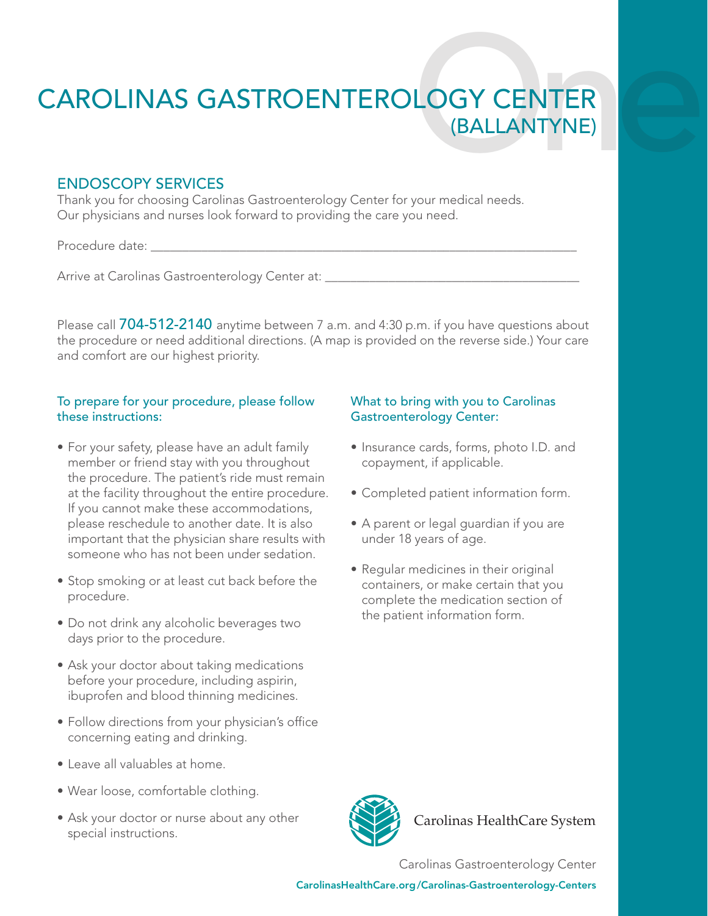# CAROLINAS GASTROENTEROLOGY CENTER (BALLANTYNE)

## ENDOSCOPY SERVICES

Thank you for choosing Carolinas Gastroenterology Center for your medical needs. Our physicians and nurses look forward to providing the care you need.

Procedure date: ___________________________________________________________________

Arrive at Carolinas Gastroenterology Center at: ________________________________________

Please call **704-512-2140** anytime between 7 a.m. and 4:30 p.m. if you have questions about the procedure or need additional directions. (A map is provided on the reverse side.) Your care and comfort are our highest priority.

### To prepare for your procedure, please follow these instructions:

- For your safety, please have an adult family member or friend stay with you throughout the procedure. The patient's ride must remain at the facility throughout the entire procedure. If you cannot make these accommodations, please reschedule to another date. It is also important that the physician share results with someone who has not been under sedation.
- Stop smoking or at least cut back before the procedure.
- Do not drink any alcoholic beverages two days prior to the procedure.
- Ask your doctor about taking medications before your procedure, including aspirin, ibuprofen and blood thinning medicines.
- Follow directions from your physician's office concerning eating and drinking.
- Leave all valuables at home.
- Wear loose, comfortable clothing.
- Ask your doctor or nurse about any other special instructions.

### What to bring with you to Carolinas Gastroenterology Center:

- Insurance cards, forms, photo I.D. and copayment, if applicable.
- Completed patient information form.
- A parent or legal guardian if you are under 18 years of age.
- Regular medicines in their original containers, or make certain that you complete the medication section of the patient information form.

Carolinas HealthCare System

Carolinas Gastroenterology Center

**CarolinasHealthCare.org/Carolinas-Gastroenterology-Centers**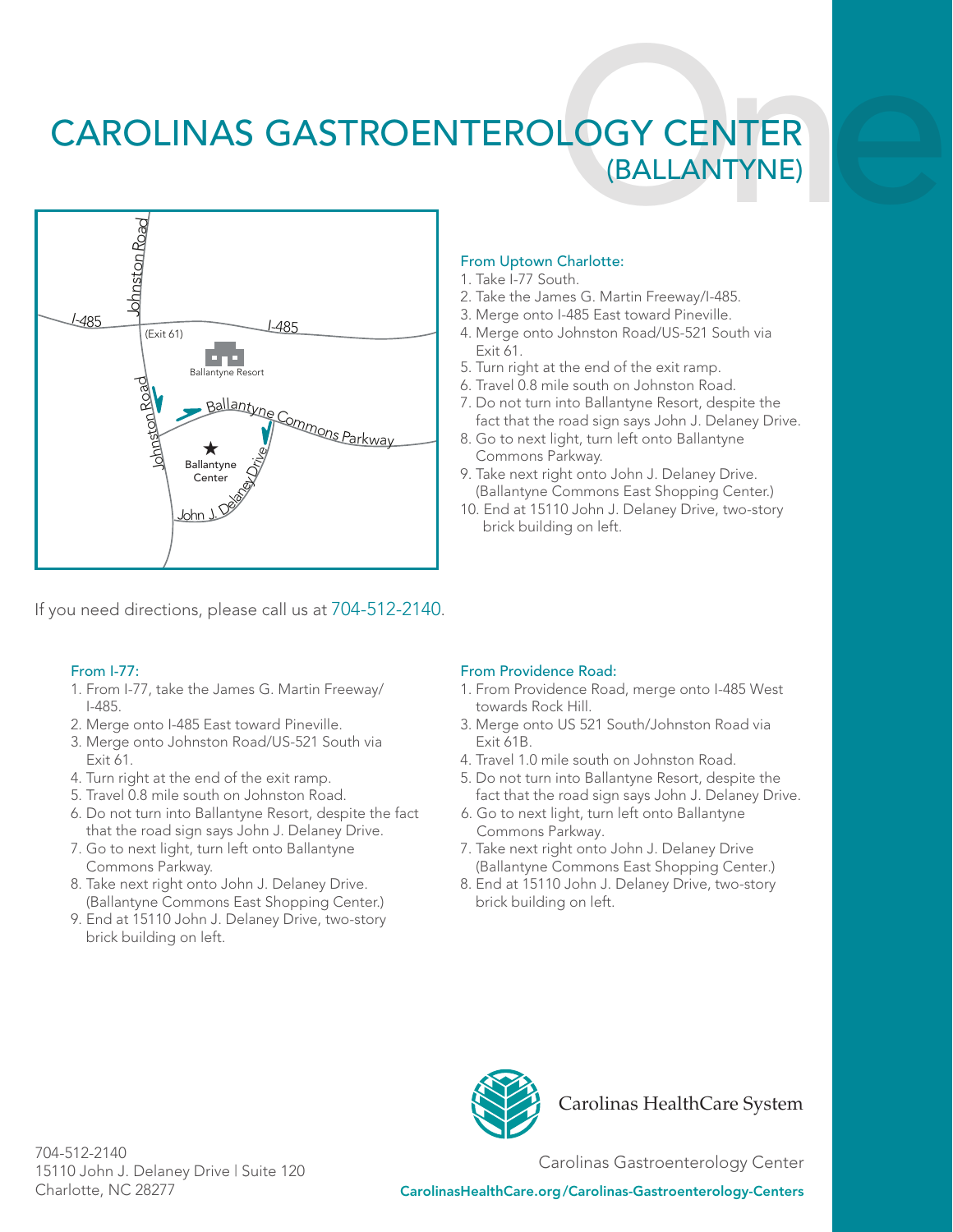# CAROLINAS GASTROENTEROLOGY CENTER
## (BALLANTYNE)

Johnston Road
I-485
(Exit 61)
I-485
Ballantyne Resort
Johnston Road
Ballantyne Commons Parkway
Ballantyne Center
John J. Delaney Drive

### From Uptown Charlotte:

1. Take I-77 South.
2. Take the James G. Martin Freeway/I-485.
3. Merge onto I-485 East toward Pineville.
4. Merge onto Johnston Road/US-521 South via Exit 61.
5. Turn right at the end of the exit ramp.
6. Travel 0.8 mile south on Johnston Road.
7. Do not turn into Ballantyne Resort, despite the fact that the road sign says John J. Delaney Drive.
8. Go to next light, turn left onto Ballantyne Commons Parkway.
9. Take next right onto John J. Delaney Drive. (Ballantyne Commons East Shopping Center.)
10. End at 15110 John J. Delaney Drive, two-story brick building on left.

If you need directions, please call us at 704-512-2140.

### From I-77:

1. From I-77, take the James G. Martin Freeway/ I-485.
2. Merge onto I-485 East toward Pineville.
3. Merge onto Johnston Road/US-521 South via Exit 61.
4. Turn right at the end of the exit ramp.
5. Travel 0.8 mile south on Johnston Road.
6. Do not turn into Ballantyne Resort, despite the fact that the road sign says John J. Delaney Drive.
7. Go to next light, turn left onto Ballantyne Commons Parkway.
8. Take next right onto John J. Delaney Drive. (Ballantyne Commons East Shopping Center.)
9. End at 15110 John J. Delaney Drive, two-story brick building on left.

### From Providence Road:

1. From Providence Road, merge onto I-485 West towards Rock Hill.

3. Merge onto US 521 South/Johnston Road via Exit 61B.
4. Travel 1.0 mile south on Johnston Road.
5. Do not turn into Ballantyne Resort, despite the fact that the road sign says John J. Delaney Drive.
6. Go to next light, turn left onto Ballantyne Commons Parkway.
7. Take next right onto John J. Delaney Drive (Ballantyne Commons East Shopping Center.)
8. End at 15110 John J. Delaney Drive, two-story brick building on left.

Carolinas HealthCare System

704-512-2140
15110 John J. Delaney Drive | Suite 120
Charlotte, NC 28277

Carolinas Gastroenterology Center
CarolinasHealthCare.org/Carolinas-Gastroenterology-Centers